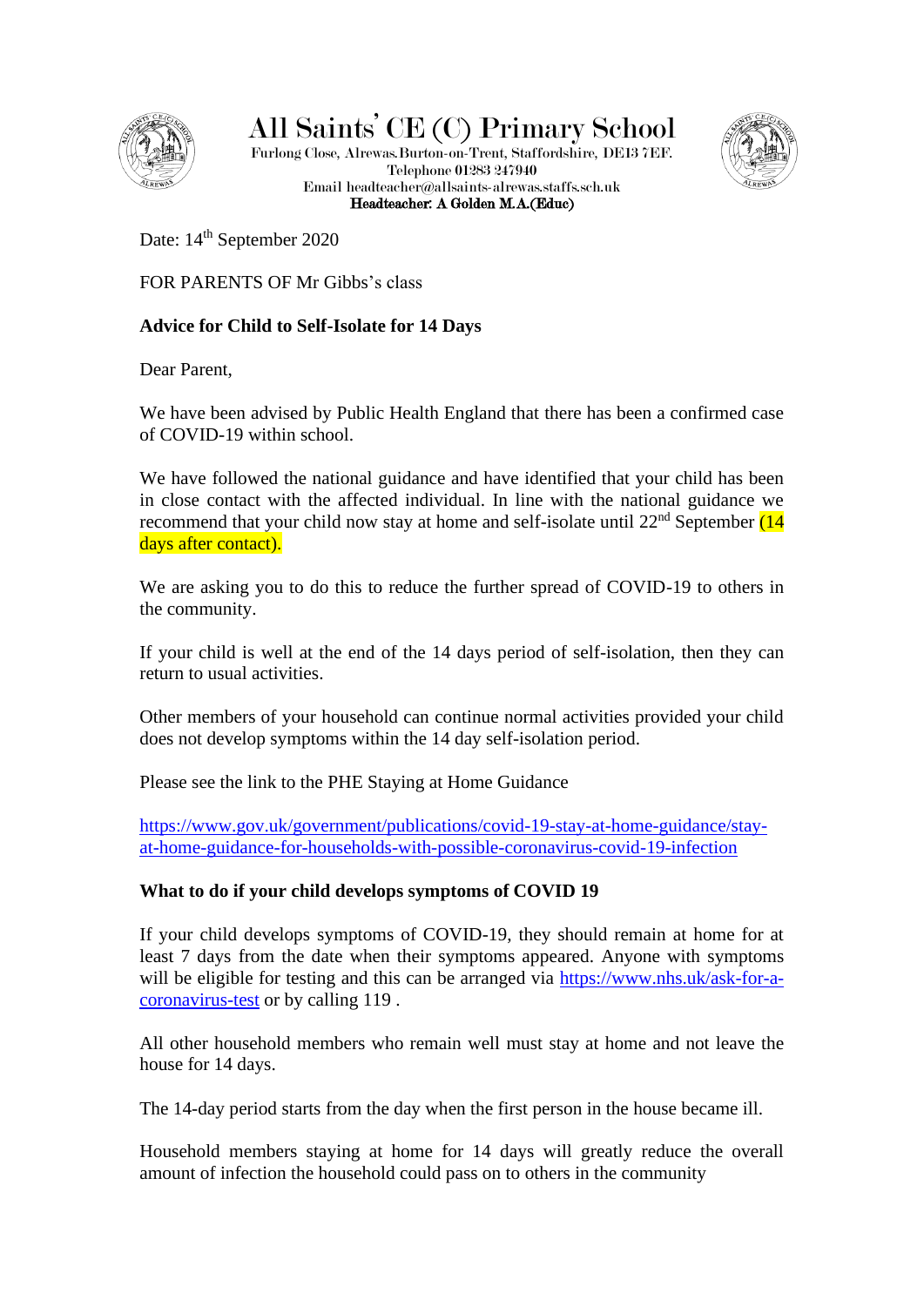# All Saints' CE (C) Primary School

Furlong Close, Alrewas. Burton-on-Trent, Staffordshire, DE13 7EF.
Telephone 01283 247940
Email headteacher@allsaints-alrewas.staffs.sch.uk
**Headteacher: A Golden M.A.(Educ)**

Date: 14th September 2020

FOR PARENTS OF Mr Gibbs's class

**Advice for Child to Self-Isolate for 14 Days**

Dear Parent,

We have been advised by Public Health England that there has been a confirmed case of COVID-19 within school.

We have followed the national guidance and have identified that your child has been in close contact with the affected individual. In line with the national guidance we recommend that your child now stay at home and self-isolate until 22nd September (14 days after contact).

We are asking you to do this to reduce the further spread of COVID-19 to others in the community.

If your child is well at the end of the 14 days period of self-isolation, then they can return to usual activities.

Other members of your household can continue normal activities provided your child does not develop symptoms within the 14 day self-isolation period.

Please see the link to the PHE Staying at Home Guidance

[https://www.gov.uk/government/publications/covid-19-stay-at-home-guidance/stay-at-home-guidance-for-households-with-possible-coronavirus-covid-19-infection](https://www.gov.uk/government/publications/covid-19-stay-at-home-guidance/stay-at-home-guidance-for-households-with-possible-coronavirus-covid-19-infection)

**What to do if your child develops symptoms of COVID 19**

If your child develops symptoms of COVID-19, they should remain at home for at least 7 days from the date when their symptoms appeared. Anyone with symptoms will be eligible for testing and this can be arranged via [https://www.nhs.uk/ask-for-a-coronavirus-test](https://www.nhs.uk/ask-for-a-coronavirus-test) or by calling 119 .

All other household members who remain well must stay at home and not leave the house for 14 days.

The 14-day period starts from the day when the first person in the house became ill.

Household members staying at home for 14 days will greatly reduce the overall amount of infection the household could pass on to others in the community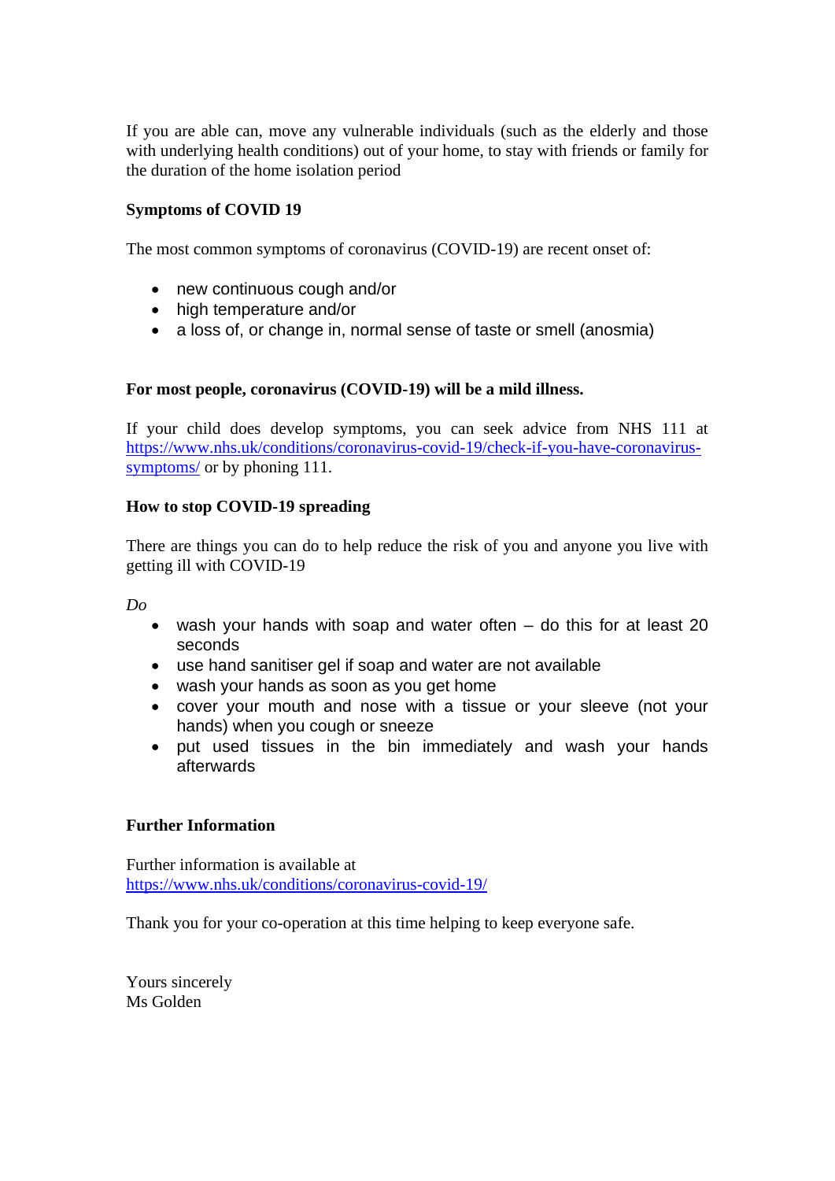If you are able can, move any vulnerable individuals (such as the elderly and those with underlying health conditions) out of your home, to stay with friends or family for the duration of the home isolation period

**Symptoms of COVID 19**

The most common symptoms of coronavirus (COVID-19) are recent onset of:

- new continuous cough and/or
- high temperature and/or
- a loss of, or change in, normal sense of taste or smell (anosmia)

**For most people, coronavirus (COVID-19) will be a mild illness.**

If your child does develop symptoms, you can seek advice from NHS 111 at [https://www.nhs.uk/conditions/coronavirus-covid-19/check-if-you-have-coronavirus-symptoms/](https://www.nhs.uk/conditions/coronavirus-covid-19/check-if-you-have-coronavirus-symptoms/) or by phoning 111.

**How to stop COVID-19 spreading**

There are things you can do to help reduce the risk of you and anyone you live with getting ill with COVID-19

*Do*

- wash your hands with soap and water often – do this for at least 20 seconds
- use hand sanitiser gel if soap and water are not available
- wash your hands as soon as you get home
- cover your mouth and nose with a tissue or your sleeve (not your hands) when you cough or sneeze
- put used tissues in the bin immediately and wash your hands afterwards

**Further Information**

Further information is available at [https://www.nhs.uk/conditions/coronavirus-covid-19/](https://www.nhs.uk/conditions/coronavirus-covid-19/)

Thank you for your co-operation at this time helping to keep everyone safe.

Yours sincerely
Ms Golden